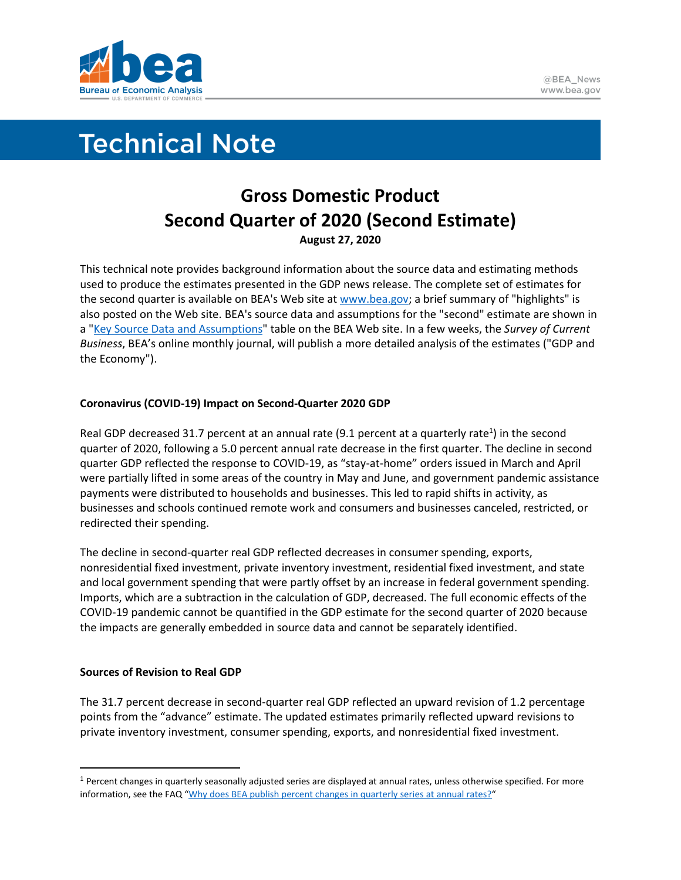# Technical Note

## Gross Domestic Product
## Second Quarter of 2020 (Second Estimate)

**August 27, 2020**

This technical note provides background information about the source data and estimating methods used to produce the estimates presented in the GDP news release. The complete set of estimates for the second quarter is available on BEA's Web site at www.bea.gov; a brief summary of "highlights" is also posted on the Web site. BEA's source data and assumptions for the "second" estimate are shown in a "Key Source Data and Assumptions" table on the BEA Web site. In a few weeks, the *Survey of Current Business*, BEA's online monthly journal, will publish a more detailed analysis of the estimates ("GDP and the Economy").

### Coronavirus (COVID-19) Impact on Second-Quarter 2020 GDP

Real GDP decreased 31.7 percent at an annual rate (9.1 percent at a quarterly rate[1]) in the second quarter of 2020, following a 5.0 percent annual rate decrease in the first quarter. The decline in second quarter GDP reflected the response to COVID-19, as "stay-at-home" orders issued in March and April were partially lifted in some areas of the country in May and June, and government pandemic assistance payments were distributed to households and businesses. This led to rapid shifts in activity, as businesses and schools continued remote work and consumers and businesses canceled, restricted, or redirected their spending.

The decline in second-quarter real GDP reflected decreases in consumer spending, exports, nonresidential fixed investment, private inventory investment, residential fixed investment, and state and local government spending that were partly offset by an increase in federal government spending. Imports, which are a subtraction in the calculation of GDP, decreased. The full economic effects of the COVID-19 pandemic cannot be quantified in the GDP estimate for the second quarter of 2020 because the impacts are generally embedded in source data and cannot be separately identified.

### Sources of Revision to Real GDP

The 31.7 percent decrease in second-quarter real GDP reflected an upward revision of 1.2 percentage points from the "advance" estimate. The updated estimates primarily reflected upward revisions to private inventory investment, consumer spending, exports, and nonresidential fixed investment.

---

[1] Percent changes in quarterly seasonally adjusted series are displayed at annual rates, unless otherwise specified. For more information, see the FAQ "Why does BEA publish percent changes in quarterly series at annual rates?"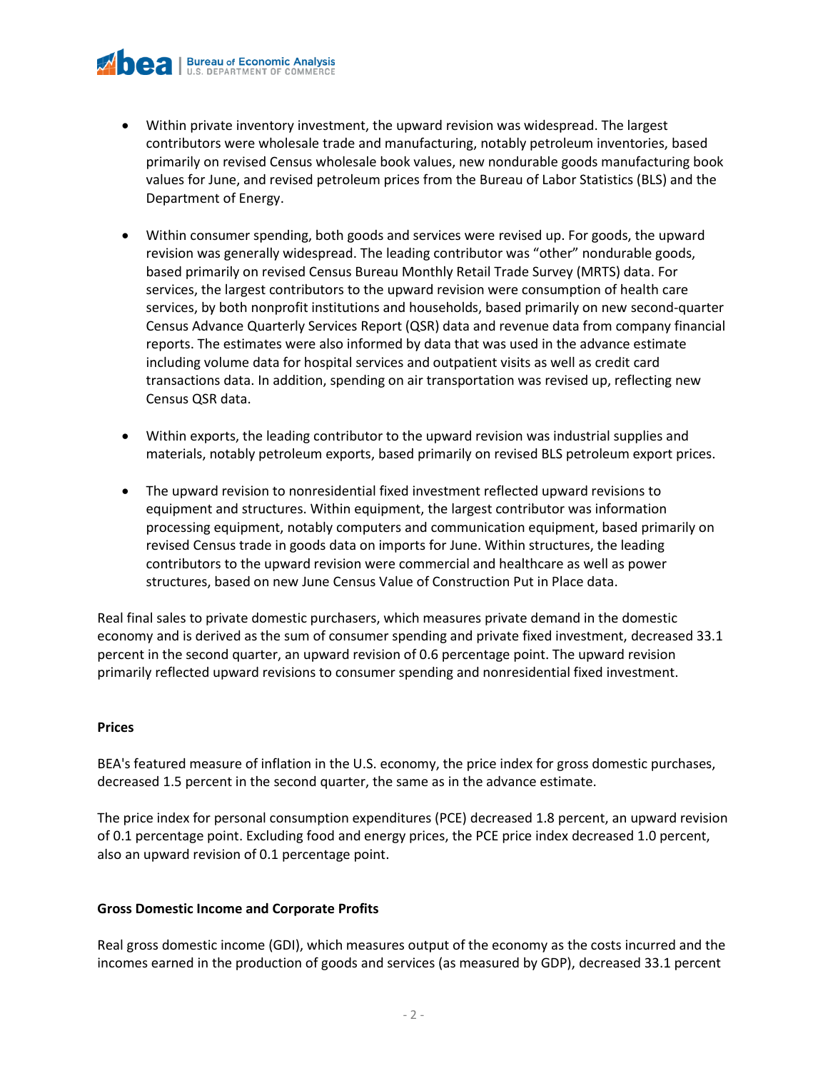- Within private inventory investment, the upward revision was widespread. The largest contributors were wholesale trade and manufacturing, notably petroleum inventories, based primarily on revised Census wholesale book values, new nondurable goods manufacturing book values for June, and revised petroleum prices from the Bureau of Labor Statistics (BLS) and the Department of Energy.

- Within consumer spending, both goods and services were revised up. For goods, the upward revision was generally widespread. The leading contributor was "other" nondurable goods, based primarily on revised Census Bureau Monthly Retail Trade Survey (MRTS) data. For services, the largest contributors to the upward revision were consumption of health care services, by both nonprofit institutions and households, based primarily on new second-quarter Census Advance Quarterly Services Report (QSR) data and revenue data from company financial reports. The estimates were also informed by data that was used in the advance estimate including volume data for hospital services and outpatient visits as well as credit card transactions data. In addition, spending on air transportation was revised up, reflecting new Census QSR data.

- Within exports, the leading contributor to the upward revision was industrial supplies and materials, notably petroleum exports, based primarily on revised BLS petroleum export prices.

- The upward revision to nonresidential fixed investment reflected upward revisions to equipment and structures. Within equipment, the largest contributor was information processing equipment, notably computers and communication equipment, based primarily on revised Census trade in goods data on imports for June. Within structures, the leading contributors to the upward revision were commercial and healthcare as well as power structures, based on new June Census Value of Construction Put in Place data.

Real final sales to private domestic purchasers, which measures private demand in the domestic economy and is derived as the sum of consumer spending and private fixed investment, decreased 33.1 percent in the second quarter, an upward revision of 0.6 percentage point. The upward revision primarily reflected upward revisions to consumer spending and nonresidential fixed investment.

**Prices**

BEA's featured measure of inflation in the U.S. economy, the price index for gross domestic purchases, decreased 1.5 percent in the second quarter, the same as in the advance estimate.

The price index for personal consumption expenditures (PCE) decreased 1.8 percent, an upward revision of 0.1 percentage point. Excluding food and energy prices, the PCE price index decreased 1.0 percent, also an upward revision of 0.1 percentage point.

**Gross Domestic Income and Corporate Profits**

Real gross domestic income (GDI), which measures output of the economy as the costs incurred and the incomes earned in the production of goods and services (as measured by GDP), decreased 33.1 percent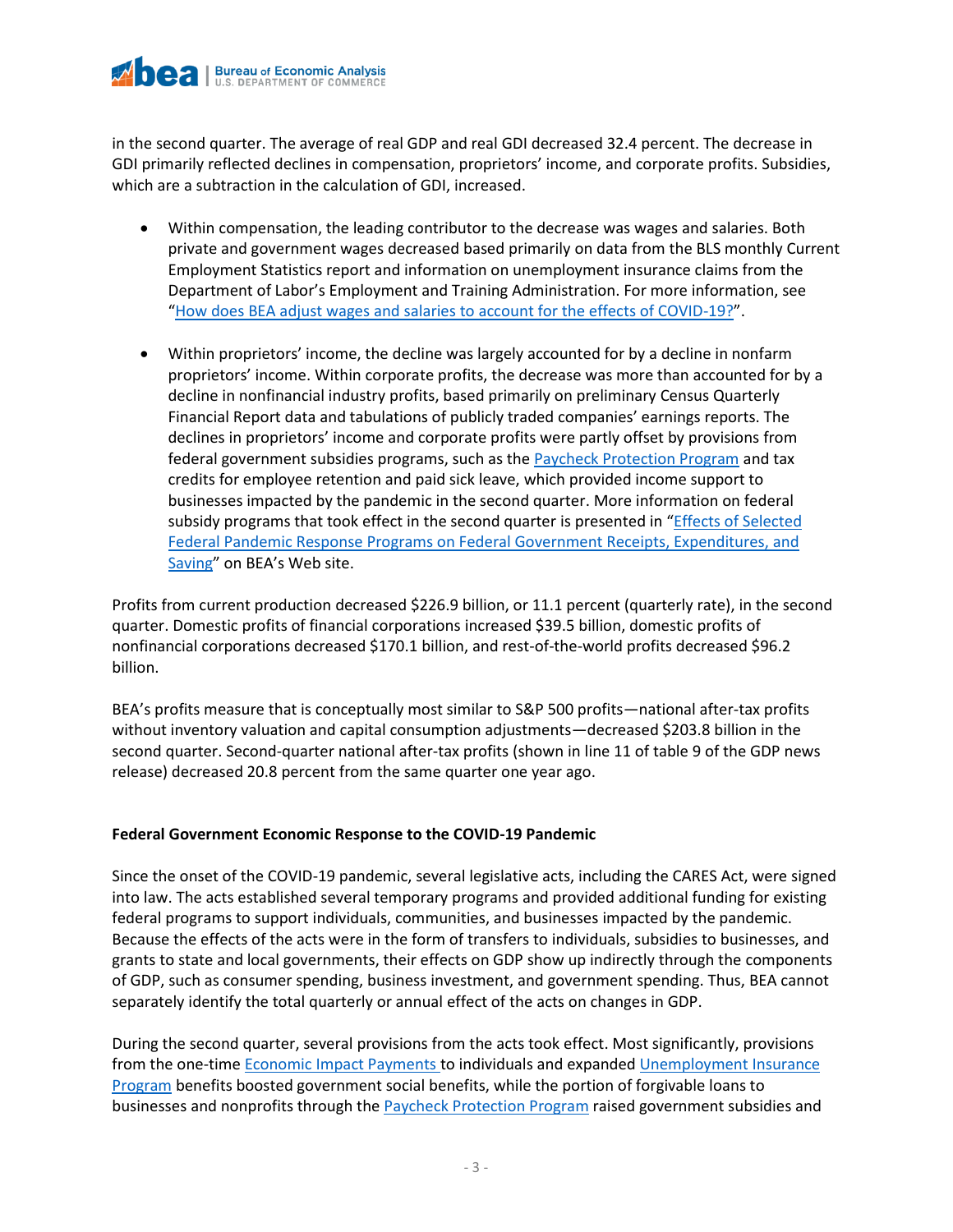in the second quarter. The average of real GDP and real GDI decreased 32.4 percent. The decrease in GDI primarily reflected declines in compensation, proprietors' income, and corporate profits. Subsidies, which are a subtraction in the calculation of GDI, increased.

- Within compensation, the leading contributor to the decrease was wages and salaries. Both private and government wages decreased based primarily on data from the BLS monthly Current Employment Statistics report and information on unemployment insurance claims from the Department of Labor's Employment and Training Administration. For more information, see "How does BEA adjust wages and salaries to account for the effects of COVID-19?".

- Within proprietors' income, the decline was largely accounted for by a decline in nonfarm proprietors' income. Within corporate profits, the decrease was more than accounted for by a decline in nonfinancial industry profits, based primarily on preliminary Census Quarterly Financial Report data and tabulations of publicly traded companies' earnings reports. The declines in proprietors' income and corporate profits were partly offset by provisions from federal government subsidies programs, such as the Paycheck Protection Program and tax credits for employee retention and paid sick leave, which provided income support to businesses impacted by the pandemic in the second quarter. More information on federal subsidy programs that took effect in the second quarter is presented in "Effects of Selected Federal Pandemic Response Programs on Federal Government Receipts, Expenditures, and Saving" on BEA's Web site.

Profits from current production decreased $226.9 billion, or 11.1 percent (quarterly rate), in the second quarter. Domestic profits of financial corporations increased $39.5 billion, domestic profits of nonfinancial corporations decreased $170.1 billion, and rest-of-the-world profits decreased $96.2 billion.

BEA's profits measure that is conceptually most similar to S&P 500 profits—national after-tax profits without inventory valuation and capital consumption adjustments—decreased $203.8 billion in the second quarter. Second-quarter national after-tax profits (shown in line 11 of table 9 of the GDP news release) decreased 20.8 percent from the same quarter one year ago.

**Federal Government Economic Response to the COVID-19 Pandemic**

Since the onset of the COVID-19 pandemic, several legislative acts, including the CARES Act, were signed into law. The acts established several temporary programs and provided additional funding for existing federal programs to support individuals, communities, and businesses impacted by the pandemic. Because the effects of the acts were in the form of transfers to individuals, subsidies to businesses, and grants to state and local governments, their effects on GDP show up indirectly through the components of GDP, such as consumer spending, business investment, and government spending. Thus, BEA cannot separately identify the total quarterly or annual effect of the acts on changes in GDP.

During the second quarter, several provisions from the acts took effect. Most significantly, provisions from the one-time Economic Impact Payments to individuals and expanded Unemployment Insurance Program benefits boosted government social benefits, while the portion of forgivable loans to businesses and nonprofits through the Paycheck Protection Program raised government subsidies and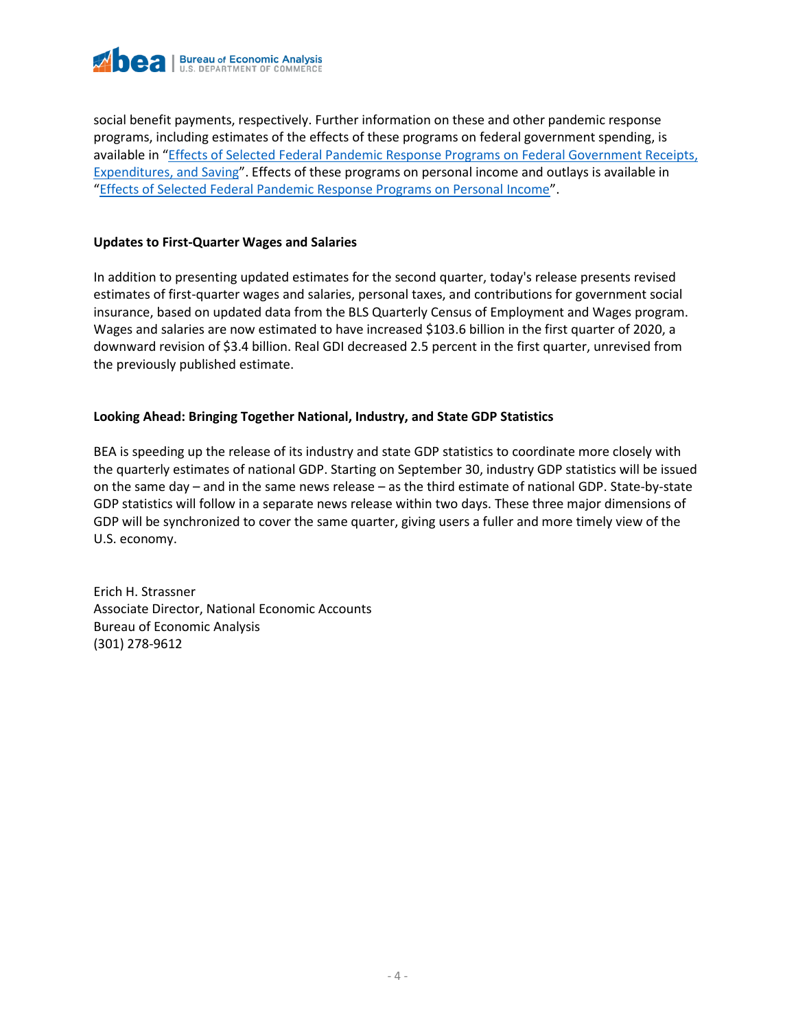social benefit payments, respectively. Further information on these and other pandemic response programs, including estimates of the effects of these programs on federal government spending, is available in "Effects of Selected Federal Pandemic Response Programs on Federal Government Receipts, Expenditures, and Saving". Effects of these programs on personal income and outlays is available in "Effects of Selected Federal Pandemic Response Programs on Personal Income".

**Updates to First-Quarter Wages and Salaries**

In addition to presenting updated estimates for the second quarter, today's release presents revised estimates of first-quarter wages and salaries, personal taxes, and contributions for government social insurance, based on updated data from the BLS Quarterly Census of Employment and Wages program. Wages and salaries are now estimated to have increased $103.6 billion in the first quarter of 2020, a downward revision of $3.4 billion. Real GDI decreased 2.5 percent in the first quarter, unrevised from the previously published estimate.

**Looking Ahead: Bringing Together National, Industry, and State GDP Statistics**

BEA is speeding up the release of its industry and state GDP statistics to coordinate more closely with the quarterly estimates of national GDP. Starting on September 30, industry GDP statistics will be issued on the same day – and in the same news release – as the third estimate of national GDP. State-by-state GDP statistics will follow in a separate news release within two days. These three major dimensions of GDP will be synchronized to cover the same quarter, giving users a fuller and more timely view of the U.S. economy.

Erich H. Strassner
Associate Director, National Economic Accounts
Bureau of Economic Analysis
(301) 278-9612